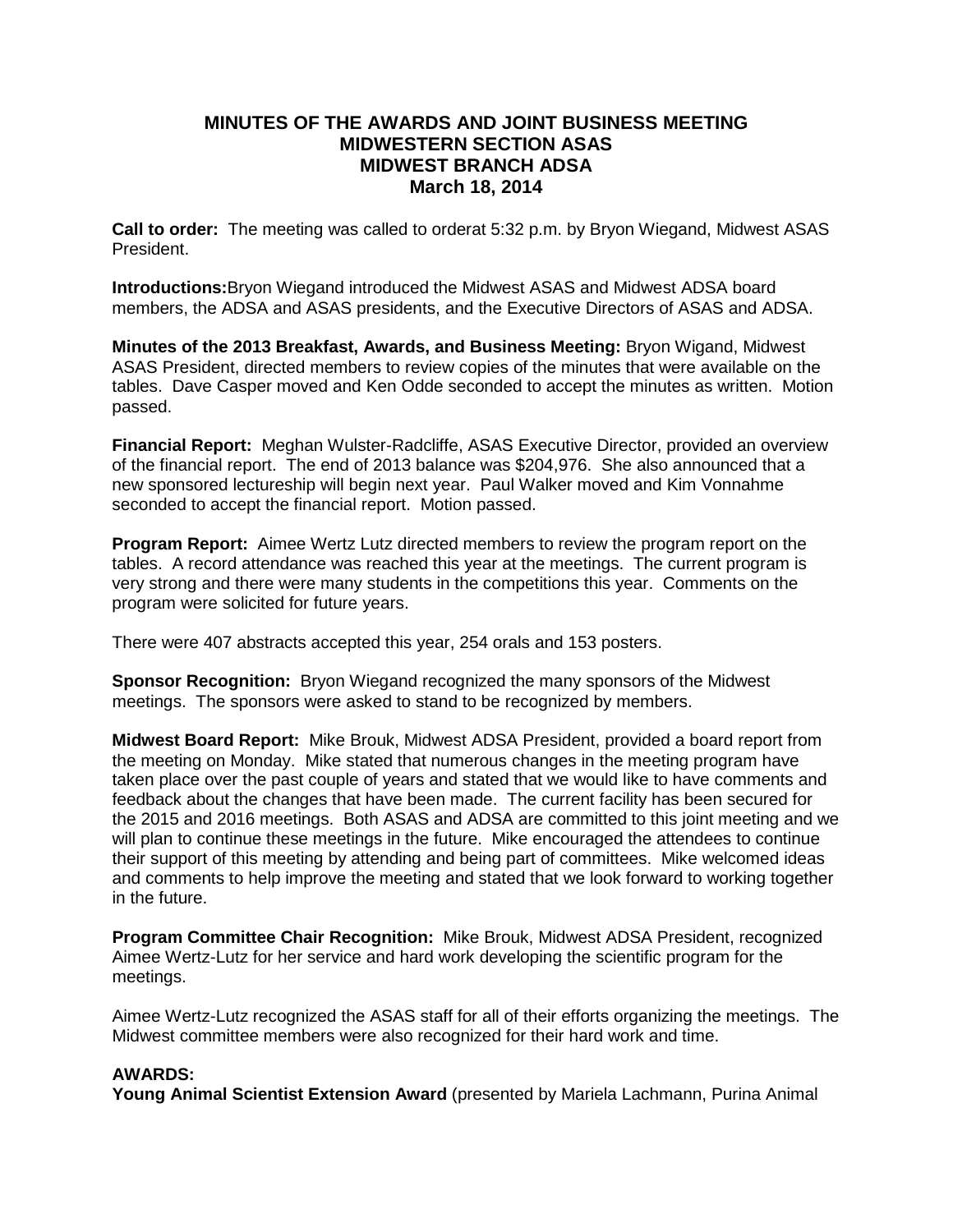# MINUTES OF THE AWARDS AND JOINT BUSINESS MEETING
# MIDWESTERN SECTION ASAS
# MIDWEST BRANCH ADSA
# March 18, 2014

**Call to order:** The meeting was called to orderat 5:32 p.m. by Bryon Wiegand, Midwest ASAS President.

**Introductions:**Bryon Wiegand introduced the Midwest ASAS and Midwest ADSA board members, the ADSA and ASAS presidents, and the Executive Directors of ASAS and ADSA.

**Minutes of the 2013 Breakfast, Awards, and Business Meeting:** Bryon Wigand, Midwest ASAS President, directed members to review copies of the minutes that were available on the tables. Dave Casper moved and Ken Odde seconded to accept the minutes as written. Motion passed.

**Financial Report:** Meghan Wulster-Radcliffe, ASAS Executive Director, provided an overview of the financial report. The end of 2013 balance was $204,976. She also announced that a new sponsored lectureship will begin next year. Paul Walker moved and Kim Vonnahme seconded to accept the financial report. Motion passed.

**Program Report:** Aimee Wertz Lutz directed members to review the program report on the tables. A record attendance was reached this year at the meetings. The current program is very strong and there were many students in the competitions this year. Comments on the program were solicited for future years.

There were 407 abstracts accepted this year, 254 orals and 153 posters.

**Sponsor Recognition:** Bryon Wiegand recognized the many sponsors of the Midwest meetings. The sponsors were asked to stand to be recognized by members.

**Midwest Board Report:** Mike Brouk, Midwest ADSA President, provided a board report from the meeting on Monday. Mike stated that numerous changes in the meeting program have taken place over the past couple of years and stated that we would like to have comments and feedback about the changes that have been made. The current facility has been secured for the 2015 and 2016 meetings. Both ASAS and ADSA are committed to this joint meeting and we will plan to continue these meetings in the future. Mike encouraged the attendees to continue their support of this meeting by attending and being part of committees. Mike welcomed ideas and comments to help improve the meeting and stated that we look forward to working together in the future.

**Program Committee Chair Recognition:** Mike Brouk, Midwest ADSA President, recognized Aimee Wertz-Lutz for her service and hard work developing the scientific program for the meetings.

Aimee Wertz-Lutz recognized the ASAS staff for all of their efforts organizing the meetings. The Midwest committee members were also recognized for their hard work and time.

**AWARDS:**

**Young Animal Scientist Extension Award** (presented by Mariela Lachmann, Purina Animal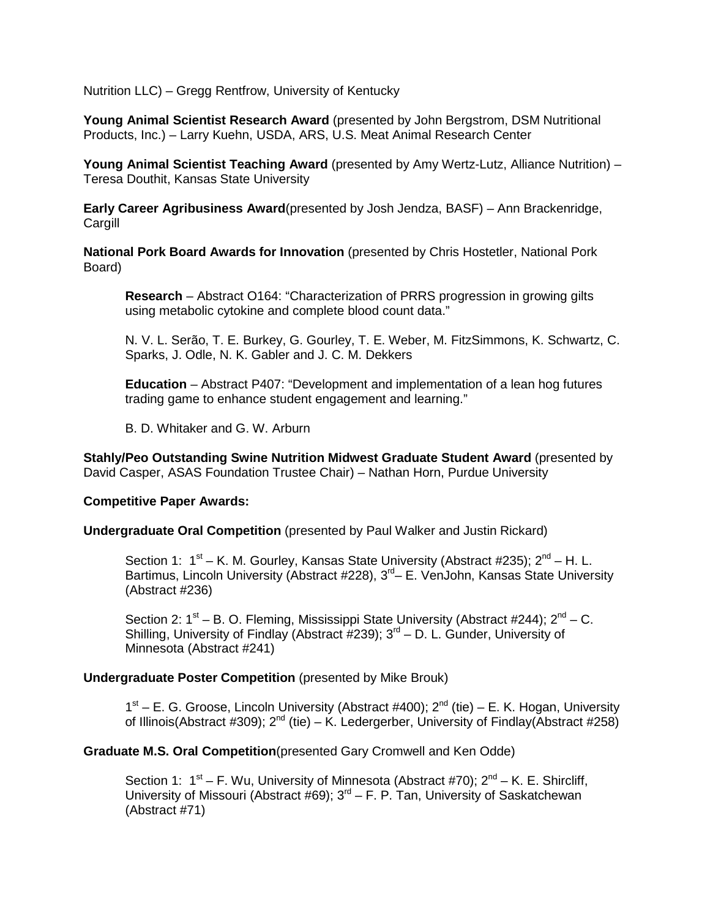Nutrition LLC) – Gregg Rentfrow, University of Kentucky

**Young Animal Scientist Research Award** (presented by John Bergstrom, DSM Nutritional Products, Inc.) – Larry Kuehn, USDA, ARS, U.S. Meat Animal Research Center

**Young Animal Scientist Teaching Award** (presented by Amy Wertz-Lutz, Alliance Nutrition) – Teresa Douthit, Kansas State University

**Early Career Agribusiness Award**(presented by Josh Jendza, BASF) – Ann Brackenridge, Cargill

**National Pork Board Awards for Innovation** (presented by Chris Hostetler, National Pork Board)

> **Research** – Abstract O164: "Characterization of PRRS progression in growing gilts using metabolic cytokine and complete blood count data."
>
> N. V. L. Serão, T. E. Burkey, G. Gourley, T. E. Weber, M. FitzSimmons, K. Schwartz, C. Sparks, J. Odle, N. K. Gabler and J. C. M. Dekkers
>
> **Education** – Abstract P407: "Development and implementation of a lean hog futures trading game to enhance student engagement and learning."
>
> B. D. Whitaker and G. W. Arburn

**Stahly/Peo Outstanding Swine Nutrition Midwest Graduate Student Award** (presented by David Casper, ASAS Foundation Trustee Chair) – Nathan Horn, Purdue University

**Competitive Paper Awards:**

**Undergraduate Oral Competition** (presented by Paul Walker and Justin Rickard)

> Section 1: 1st – K. M. Gourley, Kansas State University (Abstract #235); 2nd – H. L. Bartimus, Lincoln University (Abstract #228), 3rd– E. VenJohn, Kansas State University (Abstract #236)
>
> Section 2: 1st – B. O. Fleming, Mississippi State University (Abstract #244); 2nd – C. Shilling, University of Findlay (Abstract #239); 3rd – D. L. Gunder, University of Minnesota (Abstract #241)

**Undergraduate Poster Competition** (presented by Mike Brouk)

> 1st – E. G. Groose, Lincoln University (Abstract #400); 2nd (tie) – E. K. Hogan, University of Illinois(Abstract #309); 2nd (tie) – K. Ledergerber, University of Findlay(Abstract #258)

**Graduate M.S. Oral Competition**(presented Gary Cromwell and Ken Odde)

> Section 1: 1st – F. Wu, University of Minnesota (Abstract #70); 2nd – K. E. Shircliff, University of Missouri (Abstract #69); 3rd – F. P. Tan, University of Saskatchewan (Abstract #71)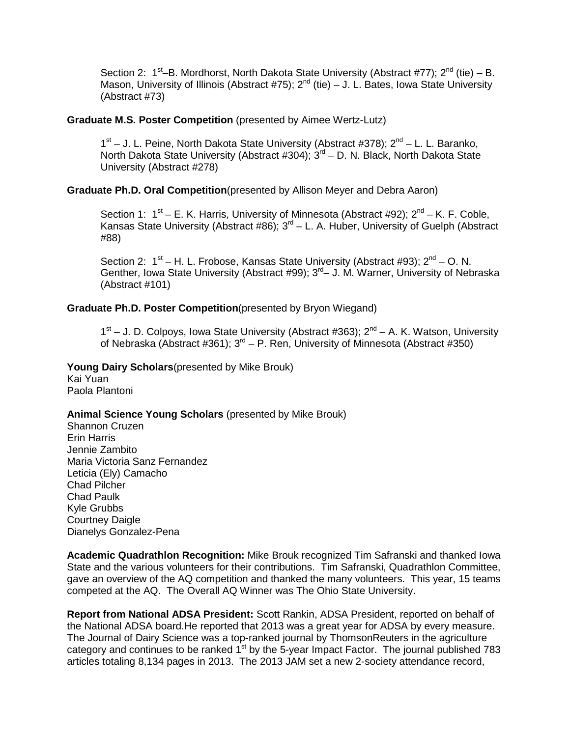Section 2: 1st–B. Mordhorst, North Dakota State University (Abstract #77); 2nd (tie) – B. Mason, University of Illinois (Abstract #75); 2nd (tie) – J. L. Bates, Iowa State University (Abstract #73)

**Graduate M.S. Poster Competition** (presented by Aimee Wertz-Lutz)

1st – J. L. Peine, North Dakota State University (Abstract #378); 2nd – L. L. Baranko, North Dakota State University (Abstract #304); 3rd – D. N. Black, North Dakota State University (Abstract #278)

**Graduate Ph.D. Oral Competition**(presented by Allison Meyer and Debra Aaron)

Section 1: 1st – E. K. Harris, University of Minnesota (Abstract #92); 2nd – K. F. Coble, Kansas State University (Abstract #86); 3rd – L. A. Huber, University of Guelph (Abstract #88)

Section 2: 1st – H. L. Frobose, Kansas State University (Abstract #93); 2nd – O. N. Genther, Iowa State University (Abstract #99); 3rd– J. M. Warner, University of Nebraska (Abstract #101)

**Graduate Ph.D. Poster Competition**(presented by Bryon Wiegand)

1st – J. D. Colpoys, Iowa State University (Abstract #363); 2nd – A. K. Watson, University of Nebraska (Abstract #361); 3rd – P. Ren, University of Minnesota (Abstract #350)

**Young Dairy Scholars**(presented by Mike Brouk)
Kai Yuan
Paola Plantoni

**Animal Science Young Scholars** (presented by Mike Brouk)
Shannon Cruzen
Erin Harris
Jennie Zambito
Maria Victoria Sanz Fernandez
Leticia (Ely) Camacho
Chad Pilcher
Chad Paulk
Kyle Grubbs
Courtney Daigle
Dianelys Gonzalez-Pena

**Academic Quadrathlon Recognition:** Mike Brouk recognized Tim Safranski and thanked Iowa State and the various volunteers for their contributions. Tim Safranski, Quadrathlon Committee, gave an overview of the AQ competition and thanked the many volunteers. This year, 15 teams competed at the AQ. The Overall AQ Winner was The Ohio State University.

**Report from National ADSA President:** Scott Rankin, ADSA President, reported on behalf of the National ADSA board.He reported that 2013 was a great year for ADSA by every measure. The Journal of Dairy Science was a top-ranked journal by ThomsonReuters in the agriculture category and continues to be ranked 1st by the 5-year Impact Factor. The journal published 783 articles totaling 8,134 pages in 2013. The 2013 JAM set a new 2-society attendance record,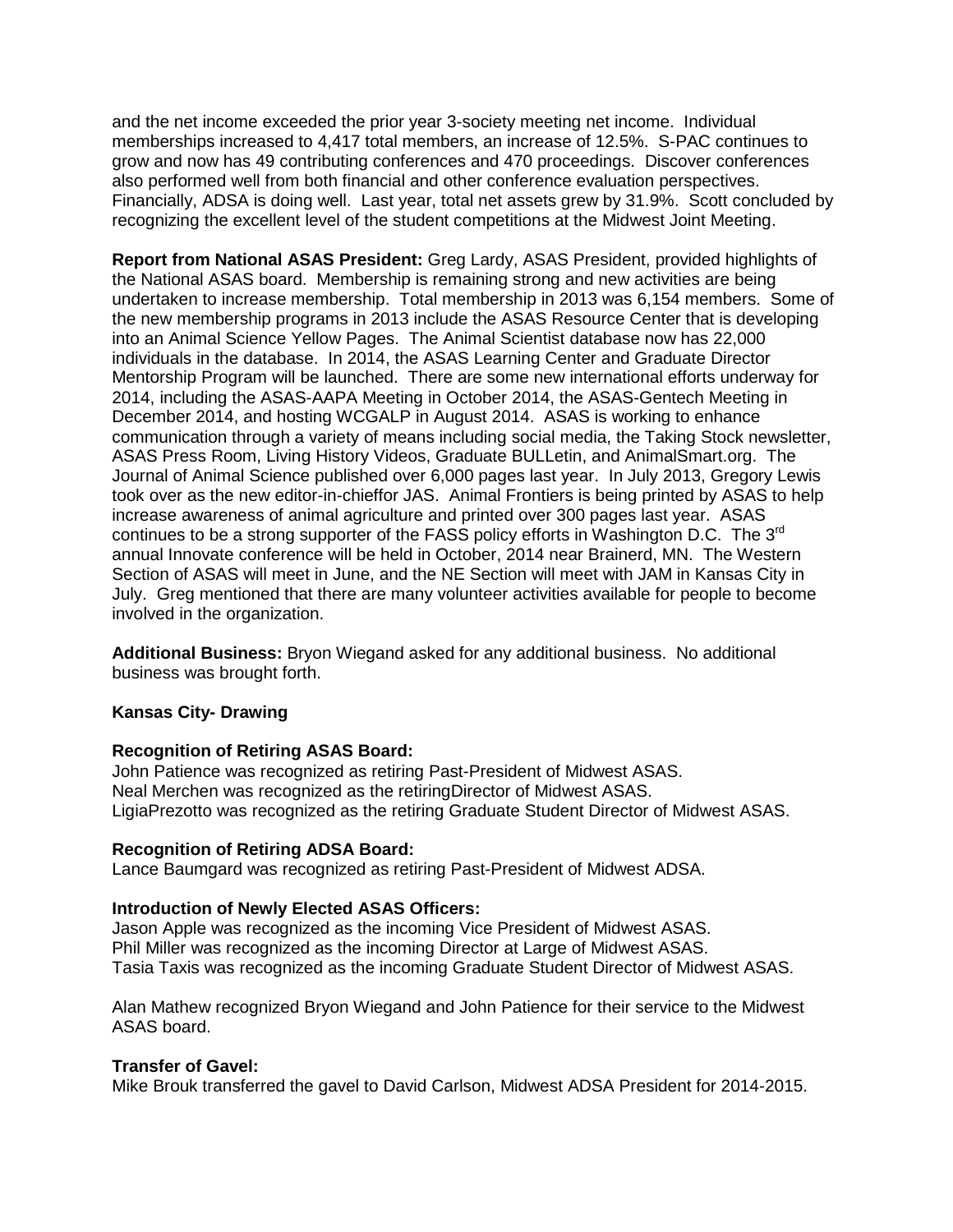and the net income exceeded the prior year 3-society meeting net income. Individual memberships increased to 4,417 total members, an increase of 12.5%. S-PAC continues to grow and now has 49 contributing conferences and 470 proceedings. Discover conferences also performed well from both financial and other conference evaluation perspectives. Financially, ADSA is doing well. Last year, total net assets grew by 31.9%. Scott concluded by recognizing the excellent level of the student competitions at the Midwest Joint Meeting.

**Report from National ASAS President:** Greg Lardy, ASAS President, provided highlights of the National ASAS board. Membership is remaining strong and new activities are being undertaken to increase membership. Total membership in 2013 was 6,154 members. Some of the new membership programs in 2013 include the ASAS Resource Center that is developing into an Animal Science Yellow Pages. The Animal Scientist database now has 22,000 individuals in the database. In 2014, the ASAS Learning Center and Graduate Director Mentorship Program will be launched. There are some new international efforts underway for 2014, including the ASAS-AAPA Meeting in October 2014, the ASAS-Gentech Meeting in December 2014, and hosting WCGALP in August 2014. ASAS is working to enhance communication through a variety of means including social media, the Taking Stock newsletter, ASAS Press Room, Living History Videos, Graduate BULLetin, and AnimalSmart.org. The Journal of Animal Science published over 6,000 pages last year. In July 2013, Gregory Lewis took over as the new editor-in-chieffor JAS. Animal Frontiers is being printed by ASAS to help increase awareness of animal agriculture and printed over 300 pages last year. ASAS continues to be a strong supporter of the FASS policy efforts in Washington D.C. The 3rd annual Innovate conference will be held in October, 2014 near Brainerd, MN. The Western Section of ASAS will meet in June, and the NE Section will meet with JAM in Kansas City in July. Greg mentioned that there are many volunteer activities available for people to become involved in the organization.

**Additional Business:** Bryon Wiegand asked for any additional business. No additional business was brought forth.

**Kansas City- Drawing**

**Recognition of Retiring ASAS Board:**
John Patience was recognized as retiring Past-President of Midwest ASAS.
Neal Merchen was recognized as the retiringDirector of Midwest ASAS.
LigiaPrezotto was recognized as the retiring Graduate Student Director of Midwest ASAS.

**Recognition of Retiring ADSA Board:**
Lance Baumgard was recognized as retiring Past-President of Midwest ADSA.

**Introduction of Newly Elected ASAS Officers:**
Jason Apple was recognized as the incoming Vice President of Midwest ASAS.
Phil Miller was recognized as the incoming Director at Large of Midwest ASAS.
Tasia Taxis was recognized as the incoming Graduate Student Director of Midwest ASAS.

Alan Mathew recognized Bryon Wiegand and John Patience for their service to the Midwest ASAS board.

**Transfer of Gavel:**
Mike Brouk transferred the gavel to David Carlson, Midwest ADSA President for 2014-2015.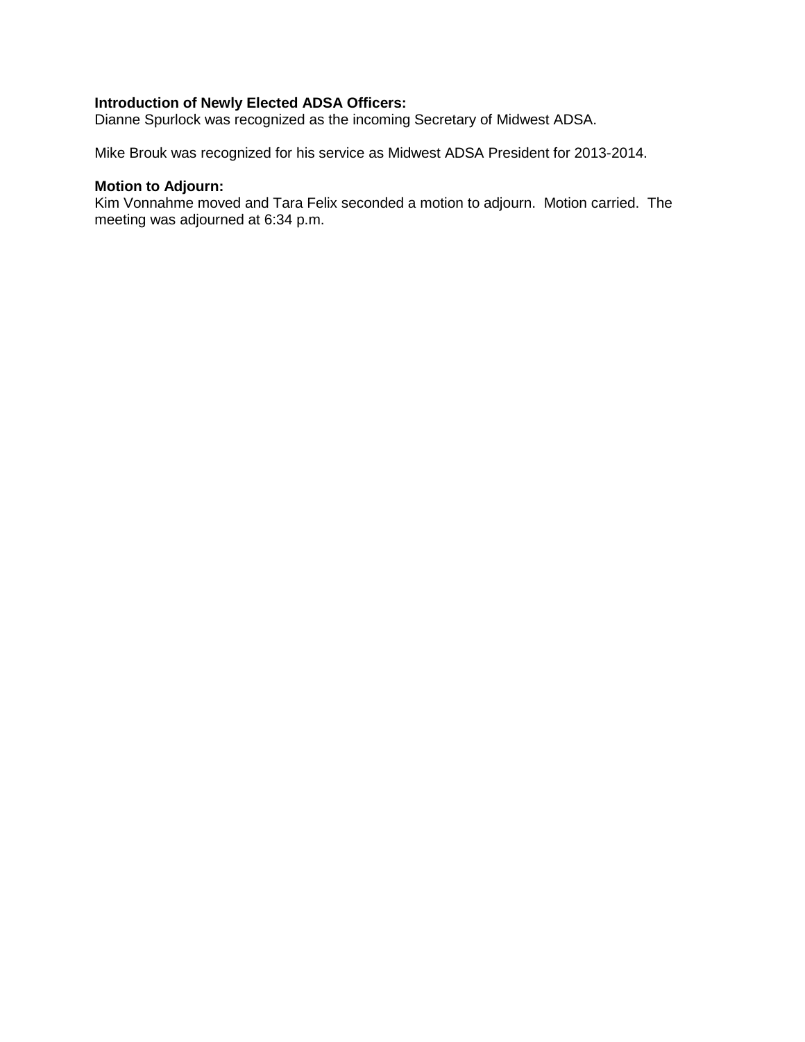**Introduction of Newly Elected ADSA Officers:**
Dianne Spurlock was recognized as the incoming Secretary of Midwest ADSA.

Mike Brouk was recognized for his service as Midwest ADSA President for 2013-2014.

**Motion to Adjourn:**
Kim Vonnahme moved and Tara Felix seconded a motion to adjourn. Motion carried. The meeting was adjourned at 6:34 p.m.